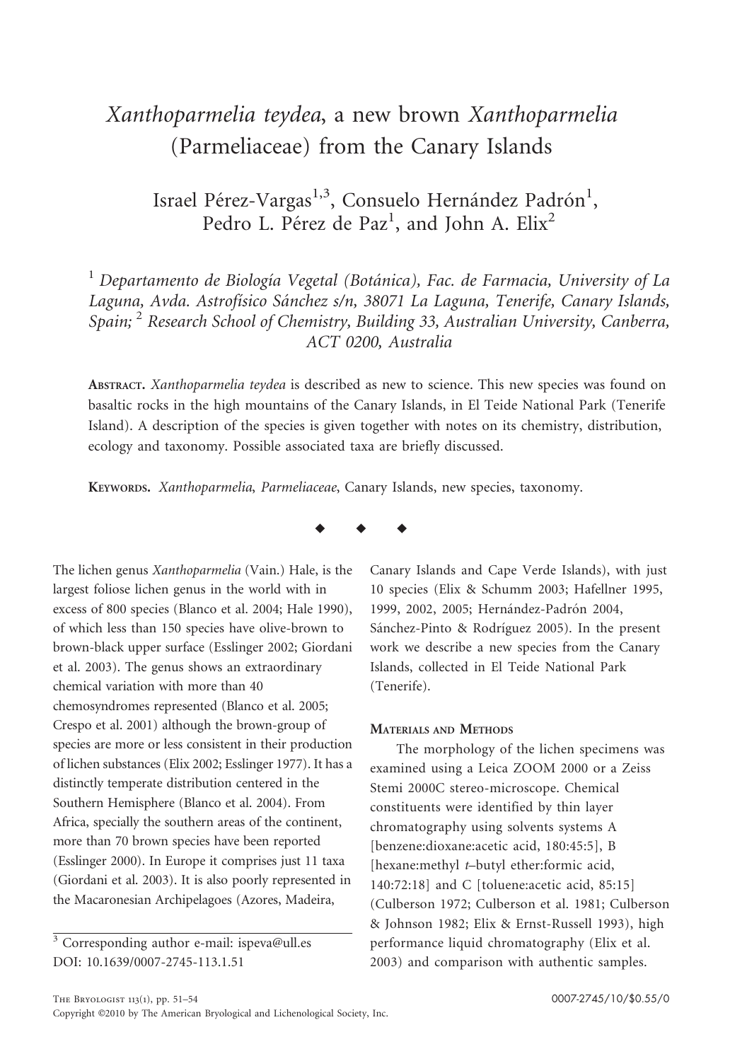# *Xanthoparmelia teydea*, a new brown *Xanthoparmelia* (Parmeliaceae) from the Canary Islands

Israel Pérez-Vargas[1,3], Consuelo Hernández Padrón[1], Pedro L. Pérez de Paz[1], and John A. Elix[2]

[1] *Departamento de Biología Vegetal (Botánica), Fac. de Farmacia, University of La Laguna, Avda. Astrofísico Sánchez s/n, 38071 La Laguna, Tenerife, Canary Islands, Spain;* [2] *Research School of Chemistry, Building 33, Australian University, Canberra, ACT 0200, Australia*

**Abstract.** *Xanthoparmelia teydea* is described as new to science. This new species was found on basaltic rocks in the high mountains of the Canary Islands, in El Teide National Park (Tenerife Island). A description of the species is given together with notes on its chemistry, distribution, ecology and taxonomy. Possible associated taxa are briefly discussed.

**Keywords.** *Xanthoparmelia*, *Parmeliaceae*, Canary Islands, new species, taxonomy.

◆ ◆ ◆

The lichen genus *Xanthoparmelia* (Vain.) Hale, is the largest foliose lichen genus in the world with in excess of 800 species (Blanco et al. 2004; Hale 1990), of which less than 150 species have olive-brown to brown-black upper surface (Esslinger 2002; Giordani et al. 2003). The genus shows an extraordinary chemical variation with more than 40 chemosyndromes represented (Blanco et al. 2005; Crespo et al. 2001) although the brown-group of species are more or less consistent in their production of lichen substances (Elix 2002; Esslinger 1977). It has a distinctly temperate distribution centered in the Southern Hemisphere (Blanco et al. 2004). From Africa, specially the southern areas of the continent, more than 70 brown species have been reported (Esslinger 2000). In Europe it comprises just 11 taxa (Giordani et al. 2003). It is also poorly represented in the Macaronesian Archipelagoes (Azores, Madeira, Canary Islands and Cape Verde Islands), with just 10 species (Elix & Schumm 2003; Hafellner 1995, 1999, 2002, 2005; Hernández-Padrón 2004, Sánchez-Pinto & Rodríguez 2005). In the present work we describe a new species from the Canary Islands, collected in El Teide National Park (Tenerife).

## Materials and Methods

The morphology of the lichen specimens was examined using a Leica ZOOM 2000 or a Zeiss Stemi 2000C stereo-microscope. Chemical constituents were identified by thin layer chromatography using solvents systems A [benzene:dioxane:acetic acid, 180:45:5], B [hexane:methyl *t*–butyl ether:formic acid, 140:72:18] and C [toluene:acetic acid, 85:15] (Culberson 1972; Culberson et al. 1981; Culberson & Johnson 1982; Elix & Ernst-Russell 1993), high performance liquid chromatography (Elix et al. 2003) and comparison with authentic samples.

[3] Corresponding author e-mail: ispeva@ull.es
DOI: 10.1639/0007-2745-113.1.51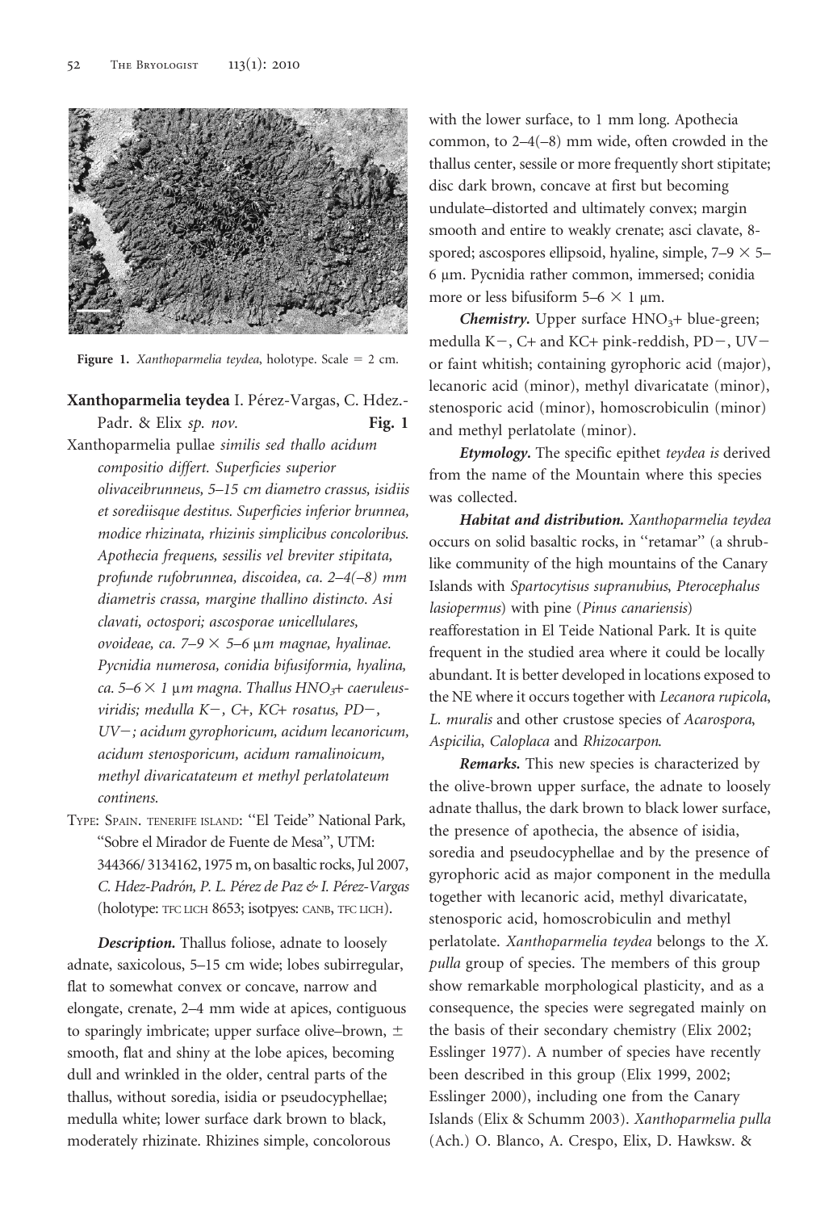Figure 1. *Xanthoparmelia teydea*, holotype. Scale = 2 cm.

**Xanthoparmelia teydea** I. Pérez-Vargas, C. Hdez.-Padr. & Elix *sp. nov.* **Fig. 1**

Xanthoparmelia pullae *similis sed thallo acidum compositio differt. Superficies superior olivaceibrunneus, 5–15 cm diametro crassus, isidiis et sorediisque destitus. Superficies inferior brunnea, modice rhizinata, rhizinis simplicibus concoloribus. Apothecia frequens, sessilis vel breviter stipitata, profunde rufobrunnea, discoidea, ca. 2–4(–8) mm diametris crassa, margine thallino distincto. Asi clavati, octospori; ascosporae unicellulares, ovoideae, ca. 7–9 × 5–6 µm magnae, hyalinae. Pycnidia numerosa, conidia bifusiformia, hyalina, ca. 5–6 × 1 µm magna. Thallus $HNO_3$+ caeruleus-viridis; medulla K−, C+, KC+ rosatus, PD−, UV−; acidum gyrophoricum, acidum lecanoricum, acidum stenosporicum, acidum ramalinoicum, methyl divaricatateum et methyl perlatolateum continens.*

TYPE: SPAIN. TENERIFE ISLAND: ''El Teide'' National Park, ''Sobre el Mirador de Fuente de Mesa'', UTM: 344366/ 3134162, 1975 m, on basaltic rocks, Jul 2007, *C. Hdez-Padrón, P. L. Pérez de Paz & I. Pérez-Vargas* (holotype: TFC LICH 8653; isotpyes: CANB, TFC LICH).

***Description.*** Thallus foliose, adnate to loosely adnate, saxicolous, 5–15 cm wide; lobes subirregular, flat to somewhat convex or concave, narrow and elongate, crenate, 2–4 mm wide at apices, contiguous to sparingly imbricate; upper surface olive–brown, ± smooth, flat and shiny at the lobe apices, becoming dull and wrinkled in the older, central parts of the thallus, without soredia, isidia or pseudocyphellae; medulla white; lower surface dark brown to black, moderately rhizinate. Rhizines simple, concolorous with the lower surface, to 1 mm long. Apothecia common, to 2–4(–8) mm wide, often crowded in the thallus center, sessile or more frequently short stipitate; disc dark brown, concave at first but becoming undulate–distorted and ultimately convex; margin smooth and entire to weakly crenate; asci clavate, 8-spored; ascospores ellipsoid, hyaline, simple, 7–9 × 5–6 µm. Pycnidia rather common, immersed; conidia more or less bifusiform 5–6 × 1 µm.

***Chemistry.*** Upper surface $HNO_3$+ blue-green; medulla K−, C+ and KC+ pink-reddish, PD−, UV− or faint whitish; containing gyrophoric acid (major), lecanoric acid (minor), methyl divaricatate (minor), stenosporic acid (minor), homoscrobiculin (minor) and methyl perlatolate (minor).

***Etymology.*** The specific epithet *teydea is* derived from the name of the Mountain where this species was collected.

***Habitat and distribution.*** *Xanthoparmelia teydea* occurs on solid basaltic rocks, in ''retamar'' (a shrub-like community of the high mountains of the Canary Islands with *Spartocytisus supranubius*, *Pterocephalus lasiopermus*) with pine (*Pinus canariensis*) reafforestation in El Teide National Park. It is quite frequent in the studied area where it could be locally abundant. It is better developed in locations exposed to the NE where it occurs together with *Lecanora rupicola*, *L. muralis* and other crustose species of *Acarospora*, *Aspicilia*, *Caloplaca* and *Rhizocarpon*.

***Remarks.*** This new species is characterized by the olive-brown upper surface, the adnate to loosely adnate thallus, the dark brown to black lower surface, the presence of apothecia, the absence of isidia, soredia and pseudocyphellae and by the presence of gyrophoric acid as major component in the medulla together with lecanoric acid, methyl divaricatate, stenosporic acid, homoscrobiculin and methyl perlatolate. *Xanthoparmelia teydea* belongs to the *X. pulla* group of species. The members of this group show remarkable morphological plasticity, and as a consequence, the species were segregated mainly on the basis of their secondary chemistry (Elix 2002; Esslinger 1977). A number of species have recently been described in this group (Elix 1999, 2002; Esslinger 2000), including one from the Canary Islands (Elix & Schumm 2003). *Xanthoparmelia pulla* (Ach.) O. Blanco, A. Crespo, Elix, D. Hawksw. &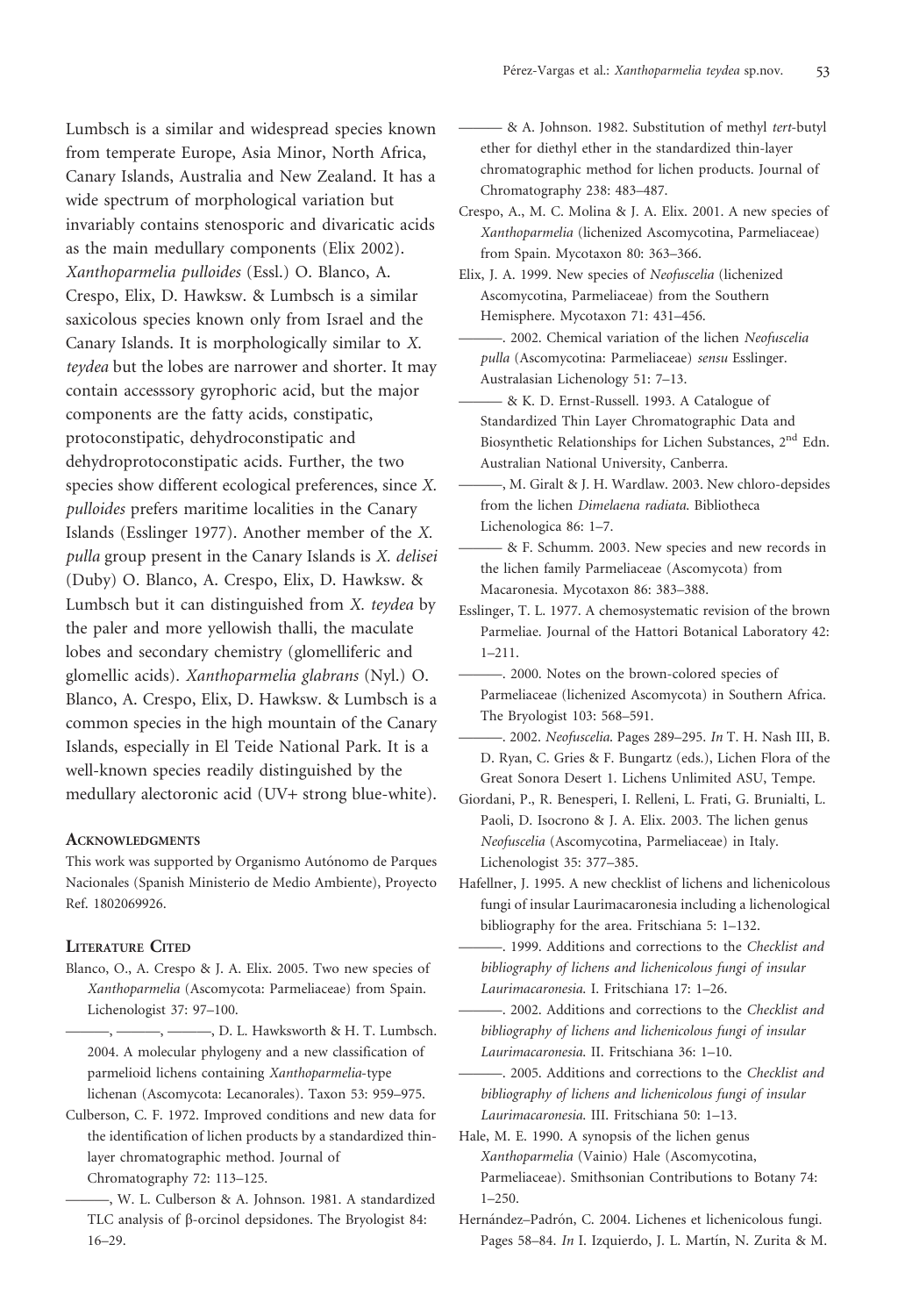Lumbsch is a similar and widespread species known from temperate Europe, Asia Minor, North Africa, Canary Islands, Australia and New Zealand. It has a wide spectrum of morphological variation but invariably contains stenosporic and divaricatic acids as the main medullary components (Elix 2002). *Xanthoparmelia pulloides* (Essl.) O. Blanco, A. Crespo, Elix, D. Hawksw. & Lumbsch is a similar saxicolous species known only from Israel and the Canary Islands. It is morphologically similar to *X. teydea* but the lobes are narrower and shorter. It may contain accesssory gyrophoric acid, but the major components are the fatty acids, constipatic, protoconstipatic, dehydroconstipatic and dehydroprotoconstipatic acids. Further, the two species show different ecological preferences, since *X. pulloides* prefers maritime localities in the Canary Islands (Esslinger 1977). Another member of the *X. pulla* group present in the Canary Islands is *X. delisei* (Duby) O. Blanco, A. Crespo, Elix, D. Hawksw. & Lumbsch but it can distinguished from *X. teydea* by the paler and more yellowish thalli, the maculate lobes and secondary chemistry (glomelliferic and glomellic acids). *Xanthoparmelia glabrans* (Nyl.) O. Blanco, A. Crespo, Elix, D. Hawksw. & Lumbsch is a common species in the high mountain of the Canary Islands, especially in El Teide National Park. It is a well-known species readily distinguished by the medullary alectoronic acid (UV+ strong blue-white).

## Acknowledgments

This work was supported by Organismo Autónomo de Parques Nacionales (Spanish Ministerio de Medio Ambiente), Proyecto Ref. 1802069926.

## Literature Cited

Blanco, O., A. Crespo & J. A. Elix. 2005. Two new species of *Xanthoparmelia* (Ascomycota: Parmeliaceae) from Spain. Lichenologist 37: 97–100.

———, ———, ———, D. L. Hawksworth & H. T. Lumbsch. 2004. A molecular phylogeny and a new classification of parmelioid lichens containing *Xanthoparmelia*-type lichenan (Ascomycota: Lecanorales). Taxon 53: 959–975.

Culberson, C. F. 1972. Improved conditions and new data for the identification of lichen products by a standardized thin-layer chromatographic method. Journal of Chromatography 72: 113–125.

———, W. L. Culberson & A. Johnson. 1981. A standardized TLC analysis of β-orcinol depsidones. The Bryologist 84: 16–29.

——— & A. Johnson. 1982. Substitution of methyl *tert*-butyl ether for diethyl ether in the standardized thin-layer chromatographic method for lichen products. Journal of Chromatography 238: 483–487.

Crespo, A., M. C. Molina & J. A. Elix. 2001. A new species of *Xanthoparmelia* (lichenized Ascomycotina, Parmeliaceae) from Spain. Mycotaxon 80: 363–366.

Elix, J. A. 1999. New species of *Neofuscelia* (lichenized Ascomycotina, Parmeliaceae) from the Southern Hemisphere. Mycotaxon 71: 431–456.

———. 2002. Chemical variation of the lichen *Neofuscelia pulla* (Ascomycotina: Parmeliaceae) *sensu* Esslinger. Australasian Lichenology 51: 7–13.

——— & K. D. Ernst-Russell. 1993. A Catalogue of Standardized Thin Layer Chromatographic Data and Biosynthetic Relationships for Lichen Substances, 2nd Edn. Australian National University, Canberra.

———, M. Giralt & J. H. Wardlaw. 2003. New chloro-depsides from the lichen *Dimelaena radiata*. Bibliotheca Lichenologica 86: 1–7.

——— & F. Schumm. 2003. New species and new records in the lichen family Parmeliaceae (Ascomycota) from Macaronesia. Mycotaxon 86: 383–388.

Esslinger, T. L. 1977. A chemosystematic revision of the brown Parmeliae. Journal of the Hattori Botanical Laboratory 42: 1–211.

———. 2000. Notes on the brown-colored species of Parmeliaceae (lichenized Ascomycota) in Southern Africa. The Bryologist 103: 568–591.

———. 2002. *Neofuscelia*. Pages 289–295. *In* T. H. Nash III, B. D. Ryan, C. Gries & F. Bungartz (eds.), Lichen Flora of the Great Sonora Desert 1. Lichens Unlimited ASU, Tempe.

Giordani, P., R. Benesperi, I. Relleni, L. Frati, G. Brunialti, L. Paoli, D. Isocrono & J. A. Elix. 2003. The lichen genus *Neofuscelia* (Ascomycotina, Parmeliaceae) in Italy. Lichenologist 35: 377–385.

Hafellner, J. 1995. A new checklist of lichens and lichenicolous fungi of insular Laurimacaronesia including a lichenological bibliography for the area. Fritschiana 5: 1–132.

———. 1999. Additions and corrections to the *Checklist and bibliography of lichens and lichenicolous fungi of insular Laurimacaronesia*. I. Fritschiana 17: 1–26.

———. 2002. Additions and corrections to the *Checklist and bibliography of lichens and lichenicolous fungi of insular Laurimacaronesia*. II. Fritschiana 36: 1–10.

———. 2005. Additions and corrections to the *Checklist and bibliography of lichens and lichenicolous fungi of insular Laurimacaronesia*. III. Fritschiana 50: 1–13.

Hale, M. E. 1990. A synopsis of the lichen genus *Xanthoparmelia* (Vainio) Hale (Ascomycotina, Parmeliaceae). Smithsonian Contributions to Botany 74: 1–250.

Hernández–Padrón, C. 2004. Lichenes et lichenicolous fungi. Pages 58–84. *In* I. Izquierdo, J. L. Martín, N. Zurita & M.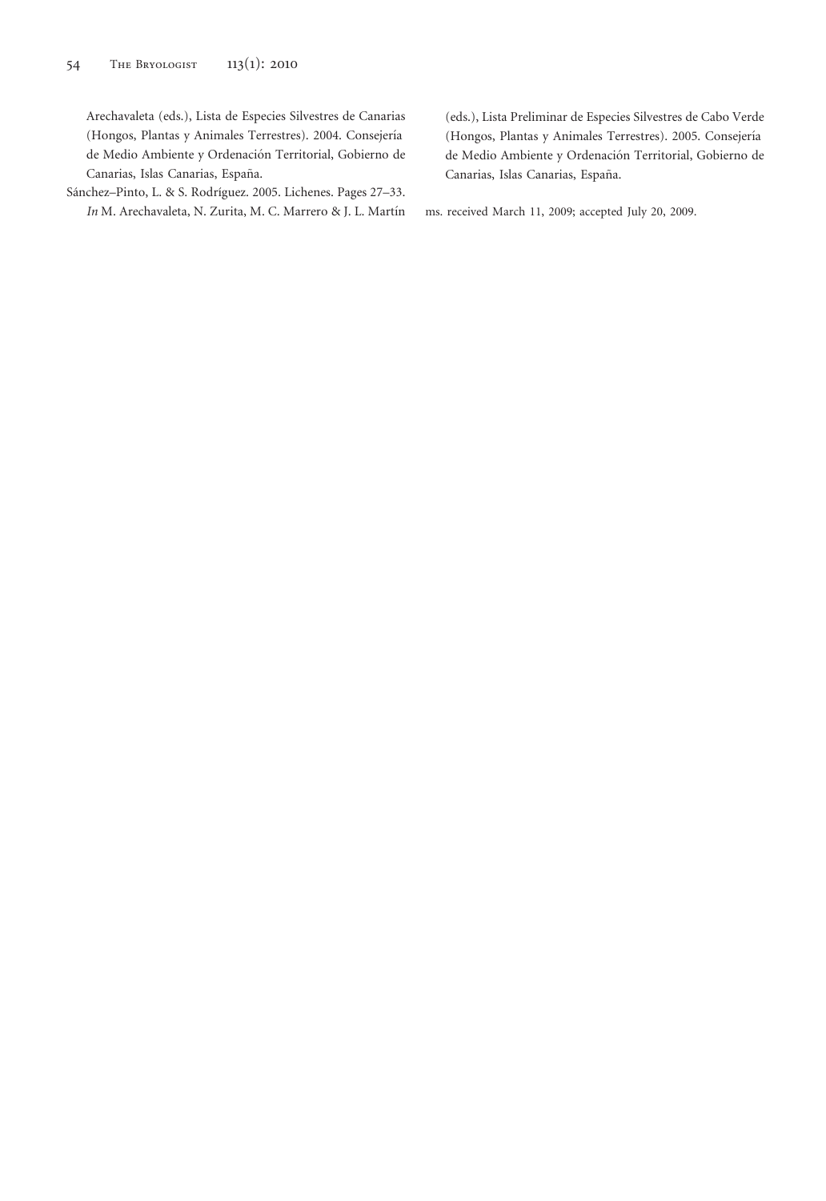Arechavaleta (eds.), Lista de Especies Silvestres de Canarias (Hongos, Plantas y Animales Terrestres). 2004. Consejería de Medio Ambiente y Ordenación Territorial, Gobierno de Canarias, Islas Canarias, España.

Sánchez–Pinto, L. & S. Rodríguez. 2005. Lichenes. Pages 27–33. *In* M. Arechavaleta, N. Zurita, M. C. Marrero & J. L. Martín (eds.), Lista Preliminar de Especies Silvestres de Cabo Verde (Hongos, Plantas y Animales Terrestres). 2005. Consejería de Medio Ambiente y Ordenación Territorial, Gobierno de Canarias, Islas Canarias, España.

ms. received March 11, 2009; accepted July 20, 2009.